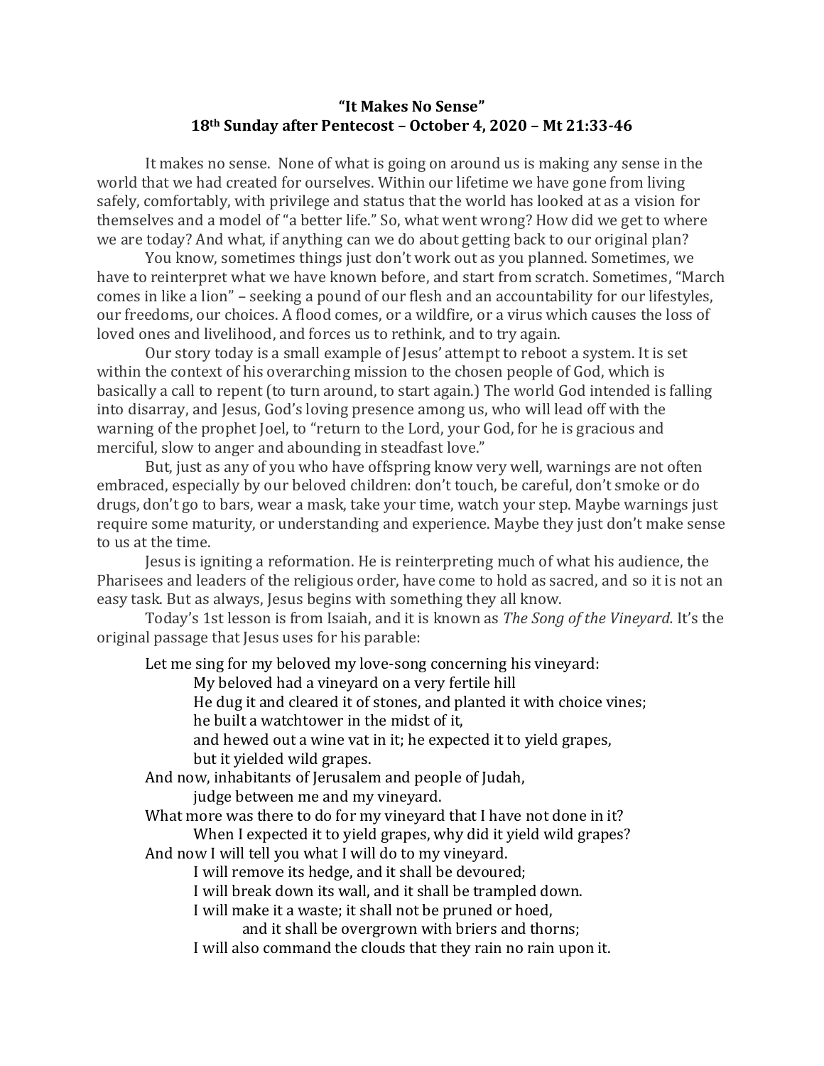# "It Makes No Sense"

## 18th Sunday after Pentecost – October 4, 2020 – Mt 21:33-46

It makes no sense. None of what is going on around us is making any sense in the world that we had created for ourselves. Within our lifetime we have gone from living safely, comfortably, with privilege and status that the world has looked at as a vision for themselves and a model of "a better life." So, what went wrong? How did we get to where we are today? And what, if anything can we do about getting back to our original plan?

You know, sometimes things just don't work out as you planned. Sometimes, we have to reinterpret what we have known before, and start from scratch. Sometimes, "March comes in like a lion" – seeking a pound of our flesh and an accountability for our lifestyles, our freedoms, our choices. A flood comes, or a wildfire, or a virus which causes the loss of loved ones and livelihood, and forces us to rethink, and to try again.

Our story today is a small example of Jesus' attempt to reboot a system. It is set within the context of his overarching mission to the chosen people of God, which is basically a call to repent (to turn around, to start again.) The world God intended is falling into disarray, and Jesus, God's loving presence among us, who will lead off with the warning of the prophet Joel, to "return to the Lord, your God, for he is gracious and merciful, slow to anger and abounding in steadfast love."

But, just as any of you who have offspring know very well, warnings are not often embraced, especially by our beloved children: don't touch, be careful, don't smoke or do drugs, don't go to bars, wear a mask, take your time, watch your step. Maybe warnings just require some maturity, or understanding and experience. Maybe they just don't make sense to us at the time.

Jesus is igniting a reformation. He is reinterpreting much of what his audience, the Pharisees and leaders of the religious order, have come to hold as sacred, and so it is not an easy task. But as always, Jesus begins with something they all know.

Today's 1st lesson is from Isaiah, and it is known as *The Song of the Vineyard.* It's the original passage that Jesus uses for his parable:

> Let me sing for my beloved my love-song concerning his vineyard:
> My beloved had a vineyard on a very fertile hill
> He dug it and cleared it of stones, and planted it with choice vines;
> he built a watchtower in the midst of it,
> and hewed out a wine vat in it; he expected it to yield grapes,
> but it yielded wild grapes.
> And now, inhabitants of Jerusalem and people of Judah,
> judge between me and my vineyard.
> What more was there to do for my vineyard that I have not done in it?
> When I expected it to yield grapes, why did it yield wild grapes?
> And now I will tell you what I will do to my vineyard.
> I will remove its hedge, and it shall be devoured;
> I will break down its wall, and it shall be trampled down.
> I will make it a waste; it shall not be pruned or hoed,
> and it shall be overgrown with briers and thorns;
> I will also command the clouds that they rain no rain upon it.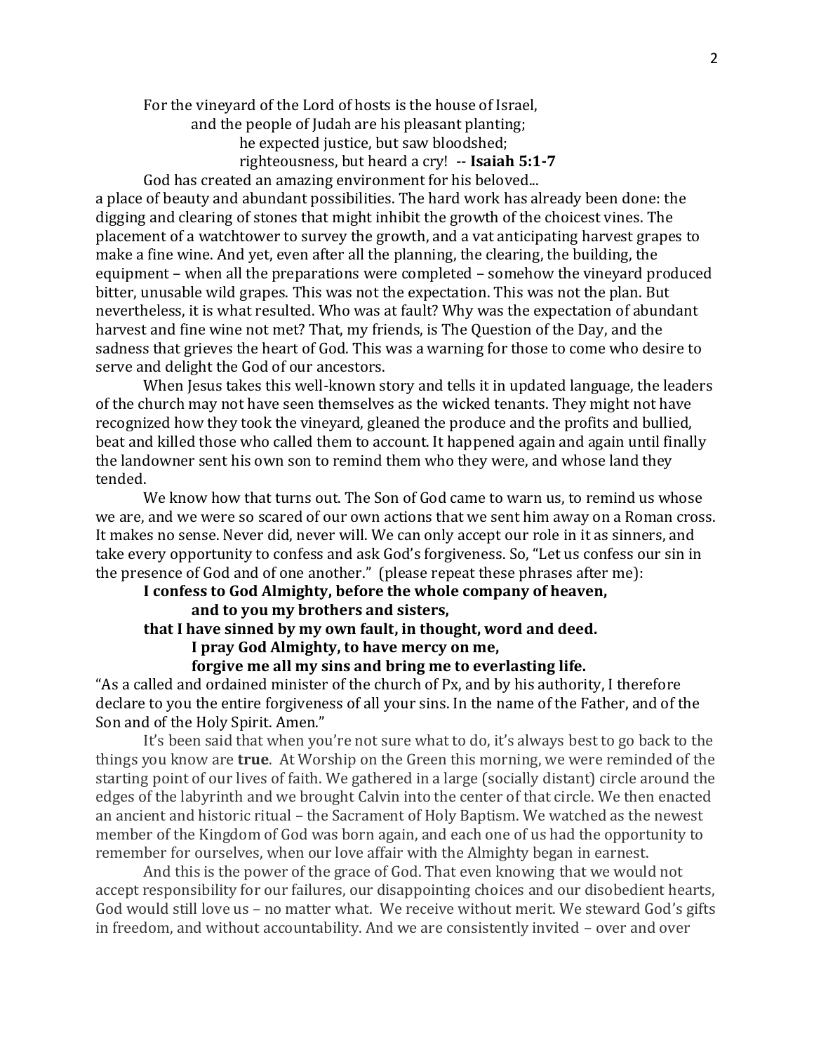For the vineyard of the Lord of hosts is the house of Israel,
and the people of Judah are his pleasant planting;
he expected justice, but saw bloodshed;
righteousness, but heard a cry! -- **Isaiah 5:1-7**

God has created an amazing environment for his beloved... a place of beauty and abundant possibilities. The hard work has already been done: the digging and clearing of stones that might inhibit the growth of the choicest vines. The placement of a watchtower to survey the growth, and a vat anticipating harvest grapes to make a fine wine. And yet, even after all the planning, the clearing, the building, the equipment – when all the preparations were completed – somehow the vineyard produced bitter, unusable wild grapes. This was not the expectation. This was not the plan. But nevertheless, it is what resulted. Who was at fault? Why was the expectation of abundant harvest and fine wine not met? That, my friends, is The Question of the Day, and the sadness that grieves the heart of God. This was a warning for those to come who desire to serve and delight the God of our ancestors.

When Jesus takes this well-known story and tells it in updated language, the leaders of the church may not have seen themselves as the wicked tenants. They might not have recognized how they took the vineyard, gleaned the produce and the profits and bullied, beat and killed those who called them to account. It happened again and again until finally the landowner sent his own son to remind them who they were, and whose land they tended.

We know how that turns out. The Son of God came to warn us, to remind us whose we are, and we were so scared of our own actions that we sent him away on a Roman cross. It makes no sense. Never did, never will. We can only accept our role in it as sinners, and take every opportunity to confess and ask God's forgiveness. So, "Let us confess our sin in the presence of God and of one another." (please repeat these phrases after me):

**I confess to God Almighty, before the whole company of heaven,**
**and to you my brothers and sisters,**
**that I have sinned by my own fault, in thought, word and deed.**
**I pray God Almighty, to have mercy on me,**
**forgive me all my sins and bring me to everlasting life.**

"As a called and ordained minister of the church of Px, and by his authority, I therefore declare to you the entire forgiveness of all your sins. In the name of the Father, and of the Son and of the Holy Spirit. Amen."

It's been said that when you're not sure what to do, it's always best to go back to the things you know are **true**. At Worship on the Green this morning, we were reminded of the starting point of our lives of faith. We gathered in a large (socially distant) circle around the edges of the labyrinth and we brought Calvin into the center of that circle. We then enacted an ancient and historic ritual – the Sacrament of Holy Baptism. We watched as the newest member of the Kingdom of God was born again, and each one of us had the opportunity to remember for ourselves, when our love affair with the Almighty began in earnest.

And this is the power of the grace of God. That even knowing that we would not accept responsibility for our failures, our disappointing choices and our disobedient hearts, God would still love us – no matter what. We receive without merit. We steward God's gifts in freedom, and without accountability. And we are consistently invited – over and over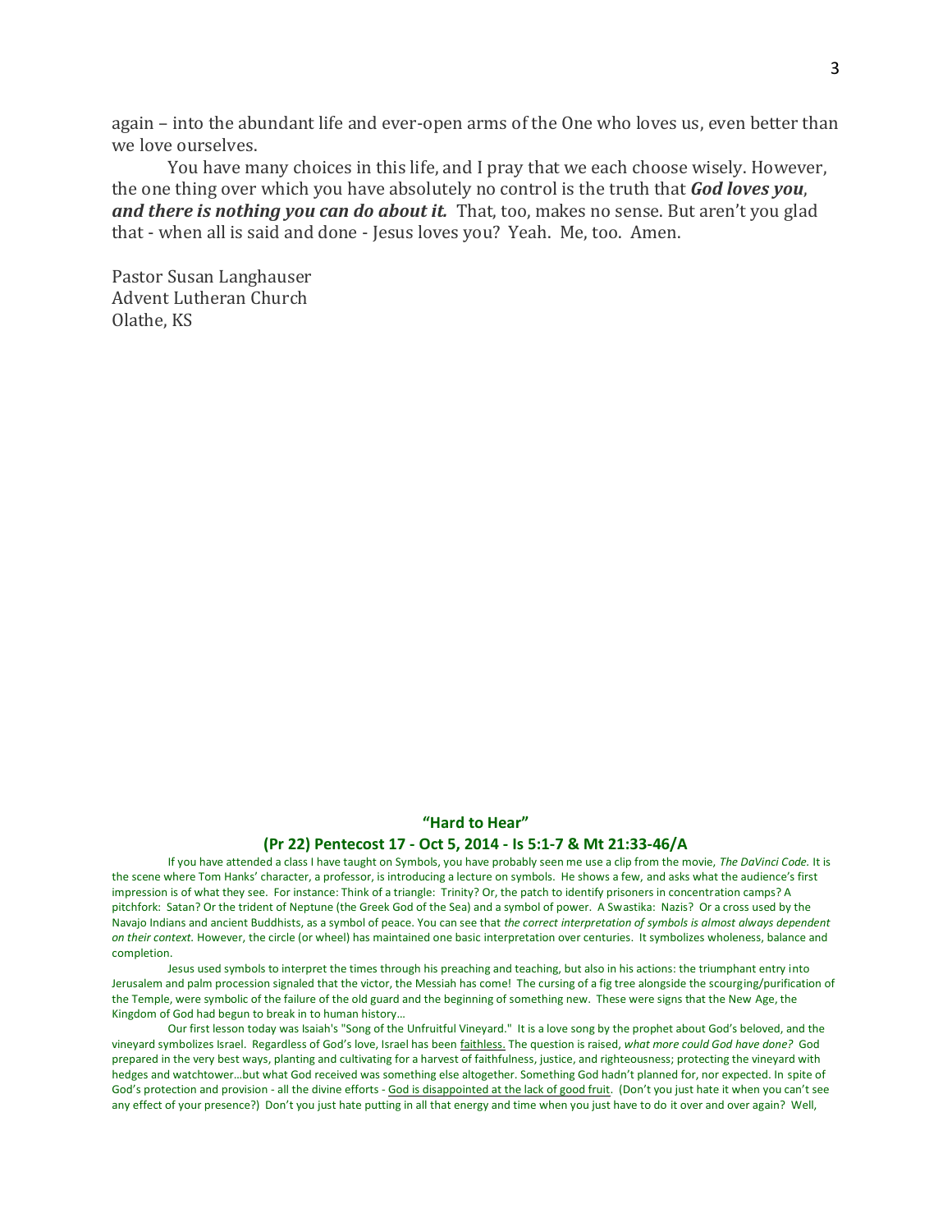again – into the abundant life and ever-open arms of the One who loves us, even better than we love ourselves.

You have many choices in this life, and I pray that we each choose wisely. However, the one thing over which you have absolutely no control is the truth that ***God loves you*, *and there is nothing you can do about it.*** That, too, makes no sense. But aren't you glad that - when all is said and done - Jesus loves you? Yeah. Me, too. Amen.

Pastor Susan Langhauser
Advent Lutheran Church
Olathe, KS

## "Hard to Hear"

### (Pr 22) Pentecost 17 - Oct 5, 2014 - Is 5:1-7 & Mt 21:33-46/A

If you have attended a class I have taught on Symbols, you have probably seen me use a clip from the movie, *The DaVinci Code.* It is the scene where Tom Hanks' character, a professor, is introducing a lecture on symbols. He shows a few, and asks what the audience's first impression is of what they see. For instance: Think of a triangle: Trinity? Or, the patch to identify prisoners in concentration camps? A pitchfork: Satan? Or the trident of Neptune (the Greek God of the Sea) and a symbol of power. A Swastika: Nazis? Or a cross used by the Navajo Indians and ancient Buddhists, as a symbol of peace. You can see that *the correct interpretation of symbols is almost always dependent on their context*. However, the circle (or wheel) has maintained one basic interpretation over centuries. It symbolizes wholeness, balance and completion.

Jesus used symbols to interpret the times through his preaching and teaching, but also in his actions: the triumphant entry into Jerusalem and palm procession signaled that the victor, the Messiah has come! The cursing of a fig tree alongside the scourging/purification of the Temple, were symbolic of the failure of the old guard and the beginning of something new. These were signs that the New Age, the Kingdom of God had begun to break in to human history…

Our first lesson today was Isaiah's "Song of the Unfruitful Vineyard." It is a love song by the prophet about God's beloved, and the vineyard symbolizes Israel. Regardless of God's love, Israel has been faithless. The question is raised, *what more could God have done?* God prepared in the very best ways, planting and cultivating for a harvest of faithfulness, justice, and righteousness; protecting the vineyard with hedges and watchtower…but what God received was something else altogether. Something God hadn't planned for, nor expected. In spite of God's protection and provision - all the divine efforts - God is disappointed at the lack of good fruit. (Don't you just hate it when you can't see any effect of your presence?) Don't you just hate putting in all that energy and time when you just have to do it over and over again? Well,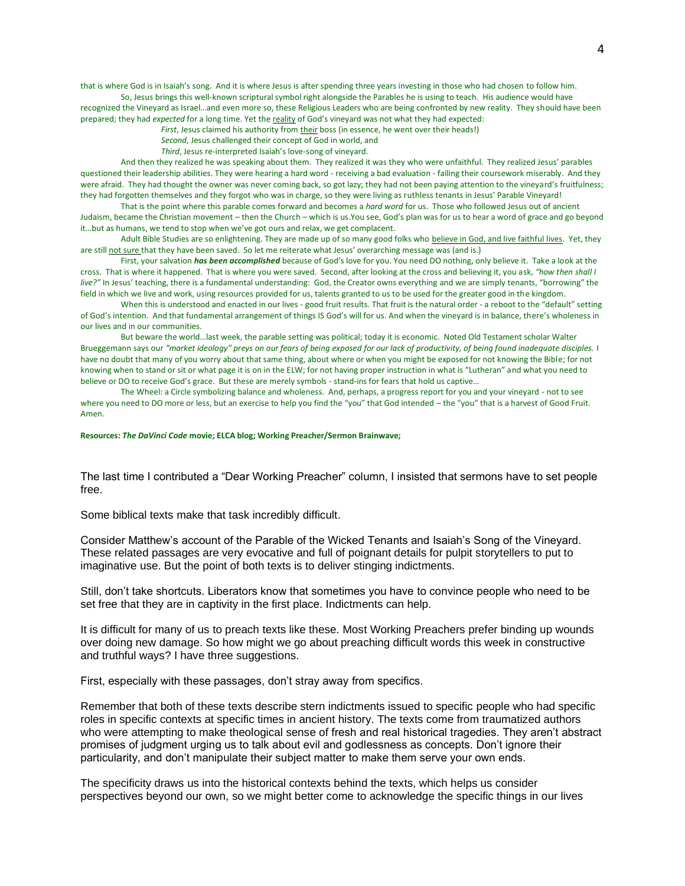that is where God is in Isaiah's song. And it is where Jesus is after spending three years investing in those who had chosen to follow him.

So, Jesus brings this well-known scriptural symbol right alongside the Parables he is using to teach. His audience would have recognized the Vineyard as Israel…and even more so, these Religious Leaders who are being confronted by new reality. They should have been prepared; they had *expected* for a long time. Yet the reality of God's vineyard was not what they had expected:

*First*, Jesus claimed his authority from their boss (in essence, he went over their heads!)
*Second*, Jesus challenged their concept of God in world, and
*Third*, Jesus re-interpreted Isaiah's love-song of vineyard.

And then they realized he was speaking about them. They realized it was they who were unfaithful. They realized Jesus' parables questioned their leadership abilities. They were hearing a hard word - receiving a bad evaluation - failing their coursework miserably. And they were afraid. They had thought the owner was never coming back, so got lazy; they had not been paying attention to the vineyard's fruitfulness; they had forgotten themselves and they forgot who was in charge, so they were living as ruthless tenants in Jesus' Parable Vineyard!

That is the point where this parable comes forward and becomes a *hard word* for us. Those who followed Jesus out of ancient Judaism, became the Christian movement – then the Church – which is us.You see, God's plan was for us to hear a word of grace and go beyond it…but as humans, we tend to stop when we've got ours and relax, we get complacent.

Adult Bible Studies are so enlightening. They are made up of so many good folks who believe in God, and live faithful lives. Yet, they are still not sure that they have been saved. So let me reiterate what Jesus' overarching message was (and is.)

First, your salvation ***has been accomplished*** because of God's love for you. You need DO nothing, only believe it. Take a look at the cross. That is where it happened. That is where you were saved. Second, after looking at the cross and believing it, you ask, *"how then shall I live?"* In Jesus' teaching, there is a fundamental understanding: God, the Creator owns everything and we are simply tenants, "borrowing" the field in which we live and work, using resources provided for us, talents granted to us to be used for the greater good in the kingdom.

When this is understood and enacted in our lives - good fruit results. That fruit is the natural order - a reboot to the "default" setting of God's intention. And that fundamental arrangement of things IS God's will for us. And when the vineyard is in balance, there's wholeness in our lives and in our communities.

But beware the world…last week, the parable setting was political; today it is economic. Noted Old Testament scholar Walter Brueggemann says our *"market ideology" preys on our fears of being exposed for our lack of productivity, of being found inadequate disciples.* I have no doubt that many of you worry about that same thing, about where or when you might be exposed for not knowing the Bible; for not knowing when to stand or sit or what page it is on in the ELW; for not having proper instruction in what is "Lutheran" and what you need to believe or DO to receive God's grace. But these are merely symbols - stand-ins for fears that hold us captive…

The Wheel: a Circle symbolizing balance and wholeness. And, perhaps, a progress report for you and your vineyard - not to see where you need to DO more or less, but an exercise to help you find the "you" that God intended – the "you" that is a harvest of Good Fruit. Amen.

**Resources: *The DaVinci Code* movie; ELCA blog; Working Preacher/Sermon Brainwave;**

The last time I contributed a "Dear Working Preacher" column, I insisted that sermons have to set people free.

Some biblical texts make that task incredibly difficult.

Consider Matthew's account of the Parable of the Wicked Tenants and Isaiah's Song of the Vineyard. These related passages are very evocative and full of poignant details for pulpit storytellers to put to imaginative use. But the point of both texts is to deliver stinging indictments.

Still, don't take shortcuts. Liberators know that sometimes you have to convince people who need to be set free that they are in captivity in the first place. Indictments can help.

It is difficult for many of us to preach texts like these. Most Working Preachers prefer binding up wounds over doing new damage. So how might we go about preaching difficult words this week in constructive and truthful ways? I have three suggestions.

First, especially with these passages, don't stray away from specifics.

Remember that both of these texts describe stern indictments issued to specific people who had specific roles in specific contexts at specific times in ancient history. The texts come from traumatized authors who were attempting to make theological sense of fresh and real historical tragedies. They aren't abstract promises of judgment urging us to talk about evil and godlessness as concepts. Don't ignore their particularity, and don't manipulate their subject matter to make them serve your own ends.

The specificity draws us into the historical contexts behind the texts, which helps us consider perspectives beyond our own, so we might better come to acknowledge the specific things in our lives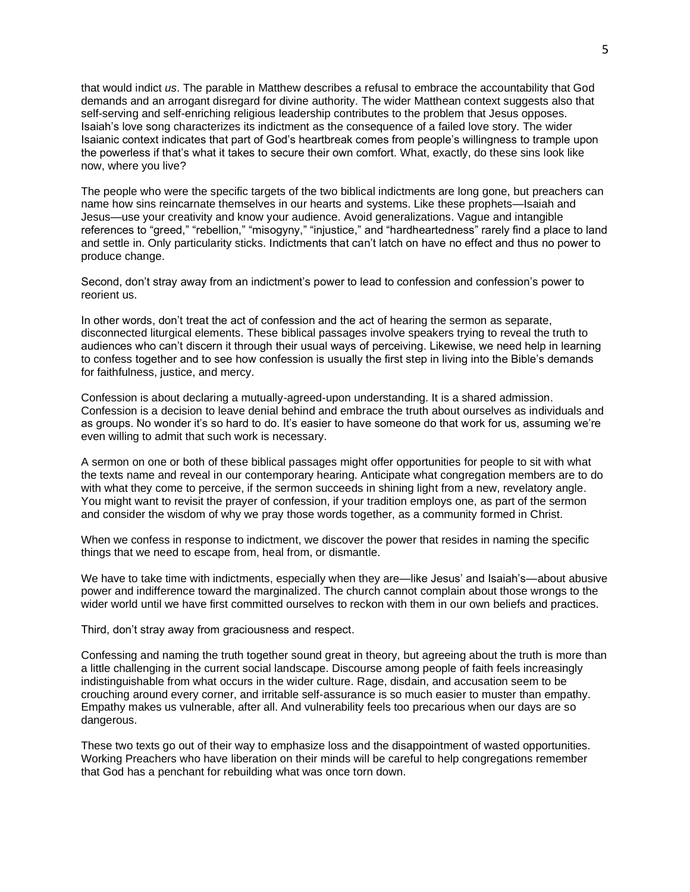that would indict *us*. The parable in Matthew describes a refusal to embrace the accountability that God demands and an arrogant disregard for divine authority. The wider Matthean context suggests also that self-serving and self-enriching religious leadership contributes to the problem that Jesus opposes. Isaiah's love song characterizes its indictment as the consequence of a failed love story. The wider Isaianic context indicates that part of God's heartbreak comes from people's willingness to trample upon the powerless if that's what it takes to secure their own comfort. What, exactly, do these sins look like now, where you live?

The people who were the specific targets of the two biblical indictments are long gone, but preachers can name how sins reincarnate themselves in our hearts and systems. Like these prophets—Isaiah and Jesus—use your creativity and know your audience. Avoid generalizations. Vague and intangible references to "greed," "rebellion," "misogyny," "injustice," and "hardheartedness" rarely find a place to land and settle in. Only particularity sticks. Indictments that can't latch on have no effect and thus no power to produce change.

Second, don't stray away from an indictment's power to lead to confession and confession's power to reorient us.

In other words, don't treat the act of confession and the act of hearing the sermon as separate, disconnected liturgical elements. These biblical passages involve speakers trying to reveal the truth to audiences who can't discern it through their usual ways of perceiving. Likewise, we need help in learning to confess together and to see how confession is usually the first step in living into the Bible's demands for faithfulness, justice, and mercy.

Confession is about declaring a mutually-agreed-upon understanding. It is a shared admission. Confession is a decision to leave denial behind and embrace the truth about ourselves as individuals and as groups. No wonder it's so hard to do. It's easier to have someone do that work for us, assuming we're even willing to admit that such work is necessary.

A sermon on one or both of these biblical passages might offer opportunities for people to sit with what the texts name and reveal in our contemporary hearing. Anticipate what congregation members are to do with what they come to perceive, if the sermon succeeds in shining light from a new, revelatory angle. You might want to revisit the prayer of confession, if your tradition employs one, as part of the sermon and consider the wisdom of why we pray those words together, as a community formed in Christ.

When we confess in response to indictment, we discover the power that resides in naming the specific things that we need to escape from, heal from, or dismantle.

We have to take time with indictments, especially when they are—like Jesus' and Isaiah's—about abusive power and indifference toward the marginalized. The church cannot complain about those wrongs to the wider world until we have first committed ourselves to reckon with them in our own beliefs and practices.

Third, don't stray away from graciousness and respect.

Confessing and naming the truth together sound great in theory, but agreeing about the truth is more than a little challenging in the current social landscape. Discourse among people of faith feels increasingly indistinguishable from what occurs in the wider culture. Rage, disdain, and accusation seem to be crouching around every corner, and irritable self-assurance is so much easier to muster than empathy. Empathy makes us vulnerable, after all. And vulnerability feels too precarious when our days are so dangerous.

These two texts go out of their way to emphasize loss and the disappointment of wasted opportunities. Working Preachers who have liberation on their minds will be careful to help congregations remember that God has a penchant for rebuilding what was once torn down.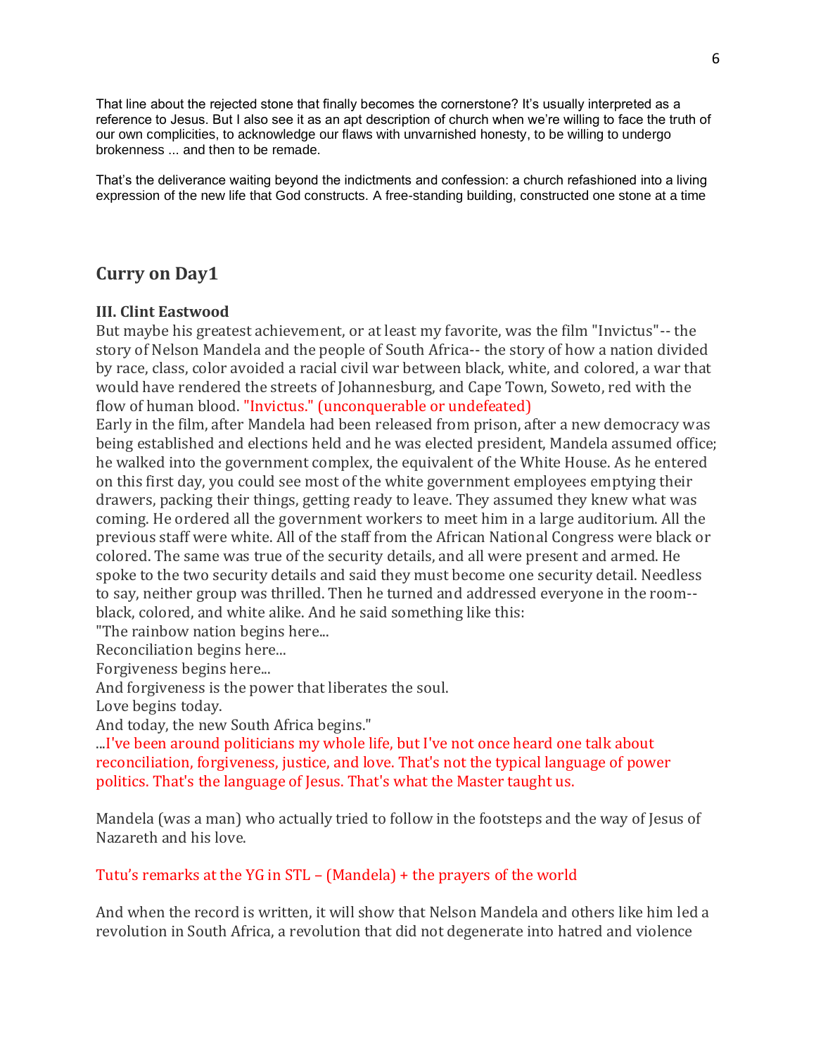That line about the rejected stone that finally becomes the cornerstone? It's usually interpreted as a reference to Jesus. But I also see it as an apt description of church when we're willing to face the truth of our own complicities, to acknowledge our flaws with unvarnished honesty, to be willing to undergo brokenness ... and then to be remade.

That's the deliverance waiting beyond the indictments and confession: a church refashioned into a living expression of the new life that God constructs. A free-standing building, constructed one stone at a time

## Curry on Day1

### III. Clint Eastwood

But maybe his greatest achievement, or at least my favorite, was the film "Invictus"-- the story of Nelson Mandela and the people of South Africa-- the story of how a nation divided by race, class, color avoided a racial civil war between black, white, and colored, a war that would have rendered the streets of Johannesburg, and Cape Town, Soweto, red with the flow of human blood. "Invictus." (unconquerable or undefeated)

Early in the film, after Mandela had been released from prison, after a new democracy was being established and elections held and he was elected president, Mandela assumed office; he walked into the government complex, the equivalent of the White House. As he entered on this first day, you could see most of the white government employees emptying their drawers, packing their things, getting ready to leave. They assumed they knew what was coming. He ordered all the government workers to meet him in a large auditorium. All the previous staff were white. All of the staff from the African National Congress were black or colored. The same was true of the security details, and all were present and armed. He spoke to the two security details and said they must become one security detail. Needless to say, neither group was thrilled. Then he turned and addressed everyone in the room--black, colored, and white alike. And he said something like this:

"The rainbow nation begins here...
Reconciliation begins here...
Forgiveness begins here...
And forgiveness is the power that liberates the soul.
Love begins today.
And today, the new South Africa begins."

...I've been around politicians my whole life, but I've not once heard one talk about reconciliation, forgiveness, justice, and love. That's not the typical language of power politics. That's the language of Jesus. That's what the Master taught us.

Mandela (was a man) who actually tried to follow in the footsteps and the way of Jesus of Nazareth and his love.

Tutu's remarks at the YG in STL – (Mandela) + the prayers of the world

And when the record is written, it will show that Nelson Mandela and others like him led a revolution in South Africa, a revolution that did not degenerate into hatred and violence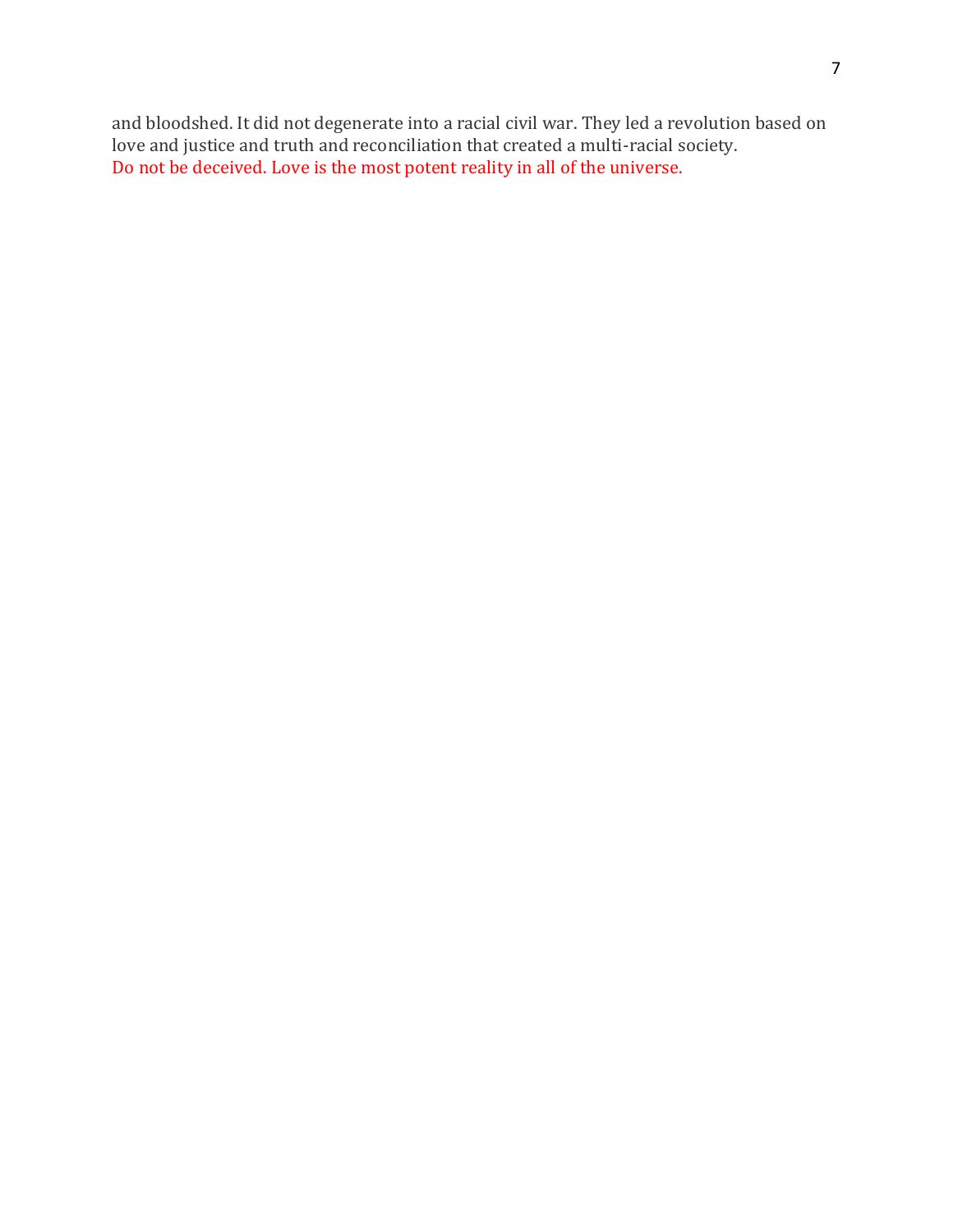and bloodshed. It did not degenerate into a racial civil war. They led a revolution based on love and justice and truth and reconciliation that created a multi-racial society.

Do not be deceived. Love is the most potent reality in all of the universe.